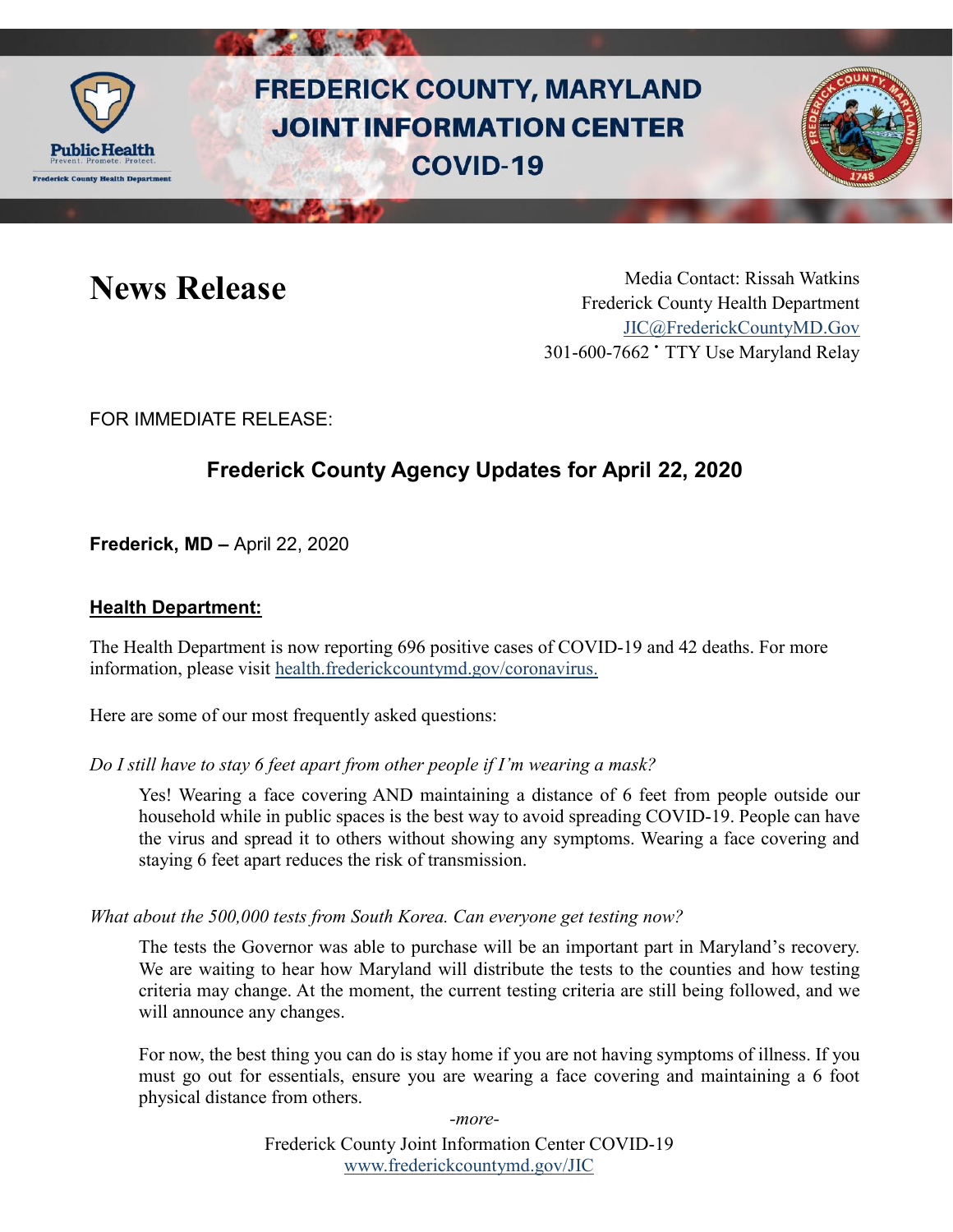# FREDERICK COUNTY, MARYLAND JOINT INFORMATION CENTER COVID-19

## News Release

Media Contact: Rissah Watkins
Frederick County Health Department
JIC@FrederickCountyMD.Gov
301-600-7662 • TTY Use Maryland Relay

FOR IMMEDIATE RELEASE:

## Frederick County Agency Updates for April 22, 2020

**Frederick, MD –** April 22, 2020

### Health Department:

The Health Department is now reporting 696 positive cases of COVID-19 and 42 deaths. For more information, please visit health.frederickcountymd.gov/coronavirus.

Here are some of our most frequently asked questions:

*Do I still have to stay 6 feet apart from other people if I'm wearing a mask?*

Yes! Wearing a face covering AND maintaining a distance of 6 feet from people outside our household while in public spaces is the best way to avoid spreading COVID-19. People can have the virus and spread it to others without showing any symptoms. Wearing a face covering and staying 6 feet apart reduces the risk of transmission.

*What about the 500,000 tests from South Korea. Can everyone get testing now?*

The tests the Governor was able to purchase will be an important part in Maryland's recovery. We are waiting to hear how Maryland will distribute the tests to the counties and how testing criteria may change. At the moment, the current testing criteria are still being followed, and we will announce any changes.

For now, the best thing you can do is stay home if you are not having symptoms of illness. If you must go out for essentials, ensure you are wearing a face covering and maintaining a 6 foot physical distance from others.

*-more-*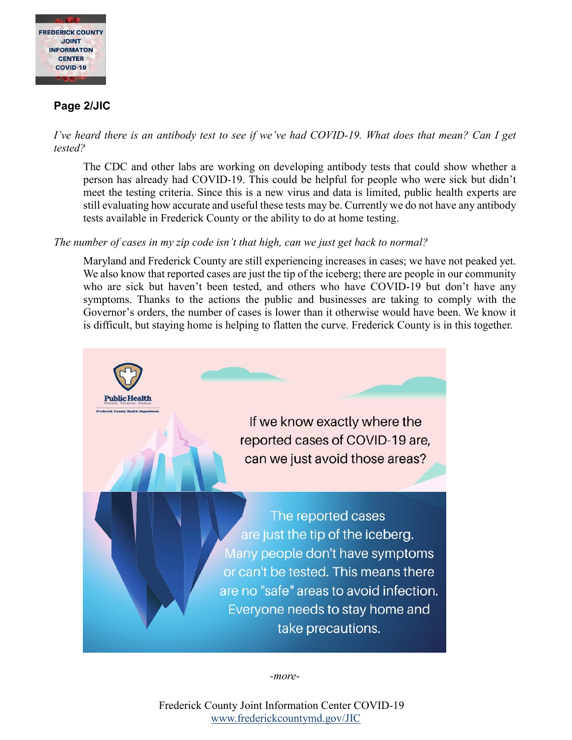**Page 2/JIC**

*I've heard there is an antibody test to see if we've had COVID-19. What does that mean? Can I get tested?*

The CDC and other labs are working on developing antibody tests that could show whether a person has already had COVID-19. This could be helpful for people who were sick but didn't meet the testing criteria. Since this is a new virus and data is limited, public health experts are still evaluating how accurate and useful these tests may be. Currently we do not have any antibody tests available in Frederick County or the ability to do at home testing.

*The number of cases in my zip code isn't that high, can we just get back to normal?*

Maryland and Frederick County are still experiencing increases in cases; we have not peaked yet. We also know that reported cases are just the tip of the iceberg; there are people in our community who are sick but haven't been tested, and others who have COVID-19 but don't have any symptoms. Thanks to the actions the public and businesses are taking to comply with the Governor's orders, the number of cases is lower than it otherwise would have been. We know it is difficult, but staying home is helping to flatten the curve. Frederick County is in this together.

If we know exactly where the reported cases of COVID-19 are, can we just avoid those areas?

The reported cases are just the tip of the iceberg. Many people don't have symptoms or can't be tested. This means there are no "safe" areas to avoid infection. Everyone needs to stay home and take precautions.

*-more-*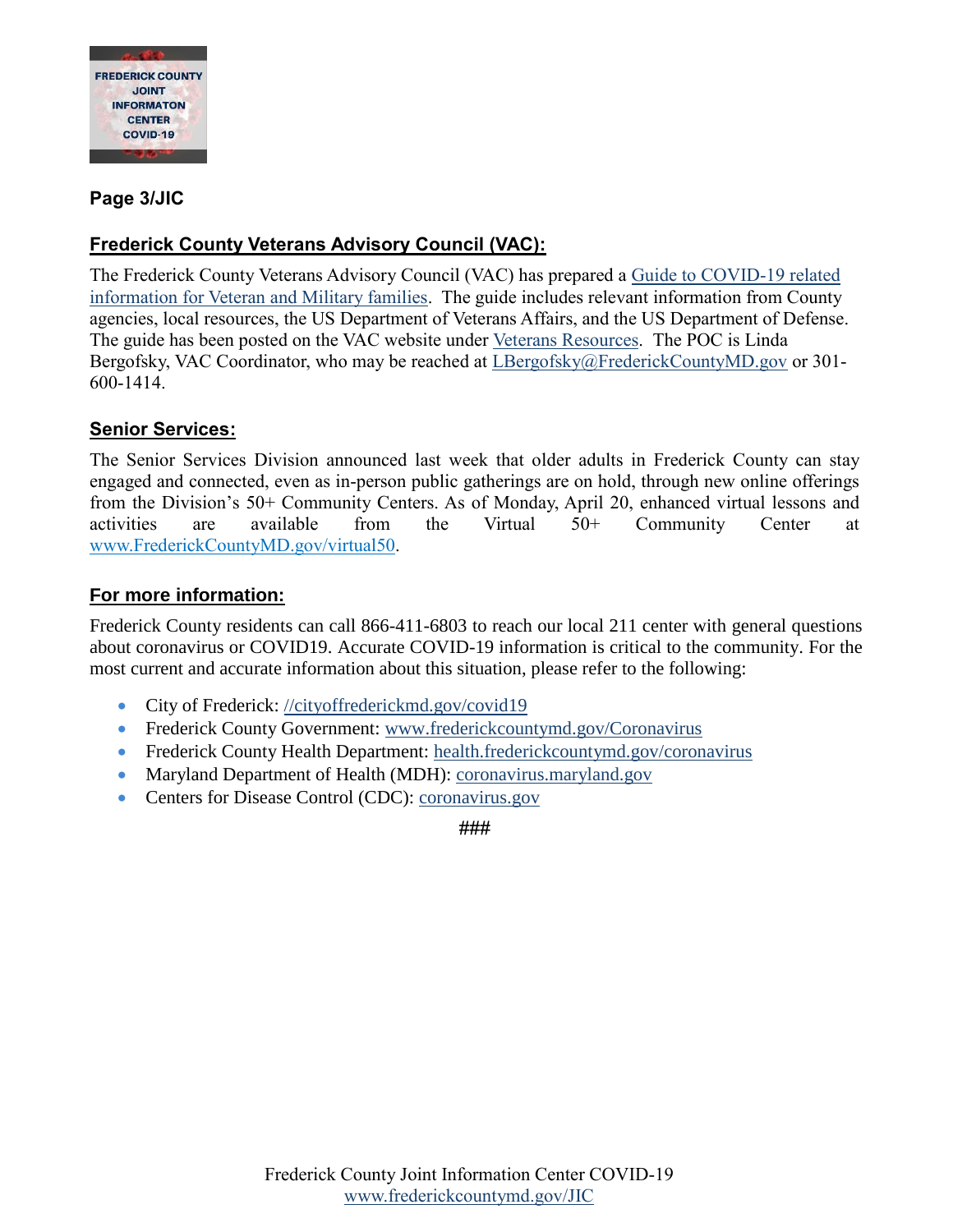**Page 3/JIC**

## Frederick County Veterans Advisory Council (VAC):

The Frederick County Veterans Advisory Council (VAC) has prepared a Guide to COVID-19 related information for Veteran and Military families. The guide includes relevant information from County agencies, local resources, the US Department of Veterans Affairs, and the US Department of Defense. The guide has been posted on the VAC website under Veterans Resources. The POC is Linda Bergofsky, VAC Coordinator, who may be reached at LBergofsky@FrederickCountyMD.gov or 301-600-1414.

## Senior Services:

The Senior Services Division announced last week that older adults in Frederick County can stay engaged and connected, even as in-person public gatherings are on hold, through new online offerings from the Division's 50+ Community Centers. As of Monday, April 20, enhanced virtual lessons and activities are available from the Virtual 50+ Community Center at www.FrederickCountyMD.gov/virtual50.

## For more information:

Frederick County residents can call 866-411-6803 to reach our local 211 center with general questions about coronavirus or COVID19. Accurate COVID-19 information is critical to the community. For the most current and accurate information about this situation, please refer to the following:

- City of Frederick: //cityoffrederickmd.gov/covid19
- Frederick County Government: www.frederickcountymd.gov/Coronavirus
- Frederick County Health Department: health.frederickcountymd.gov/coronavirus
- Maryland Department of Health (MDH): coronavirus.maryland.gov
- Centers for Disease Control (CDC): coronavirus.gov

###